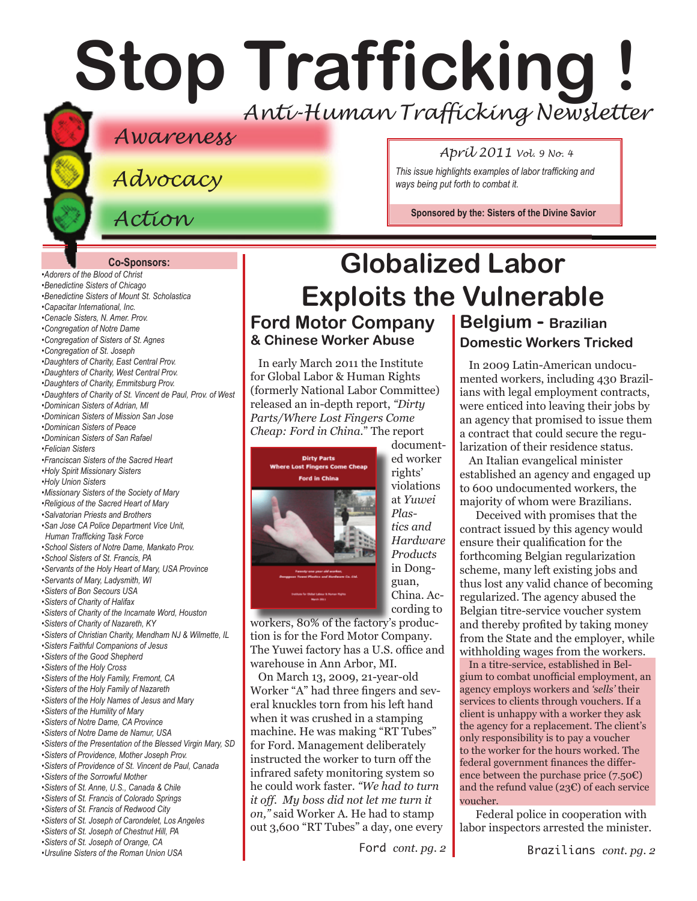# Stop Trafficking !

*Anti-Human Trafficking Newsletter*

*Awareness*

*Advocacy*

*Action*

*April 2011 Vol. 9 No. 4*

*This issue highlights examples of labor trafficking and ways being put forth to combat it.*

**Sponsored by the: Sisters of the Divine Savior**

**Co-Sponsors:**

- *Adorers of the Blood of Christ*
- *Benedictine Sisters of Chicago*
- *Benedictine Sisters of Mount St. Scholastica*
- *Capacitar International, Inc.*
- *Cenacle Sisters, N. Amer. Prov.*
- *Congregation of Notre Dame*
- *Congregation of Sisters of St. Agnes*
- *Congregation of St. Joseph*
- *Daughters of Charity, East Central Prov.*
- *Daughters of Charity, West Central Prov.*
- *Daughters of Charity, Emmitsburg Prov.*
- *Daughters of Charity of St. Vincent de Paul, Prov. of West*
- *Dominican Sisters of Adrian, MI*
- *Dominican Sisters of Mission San Jose*
- *Dominican Sisters of Peace*
- *Dominican Sisters of San Rafael*
- *Felician Sisters*
- *Franciscan Sisters of the Sacred Heart*
- *Holy Spirit Missionary Sisters*
- *Holy Union Sisters*
- *Missionary Sisters of the Society of Mary*
- *Religious of the Sacred Heart of Mary*
- *Salvatorian Priests and Brothers*
- *San Jose CA Police Department Vice Unit, Human Trafficking Task Force*
- *School Sisters of Notre Dame, Mankato Prov.*
- *School Sisters of St. Francis, PA*
- *Servants of the Holy Heart of Mary, USA Province*
- *Servants of Mary, Ladysmith, WI*
- *Sisters of Bon Secours USA*
- *Sisters of Charity of Halifax*
- *Sisters of Charity of the Incarnate Word, Houston*
- *Sisters of Charity of Nazareth, KY*
- *Sisters of Christian Charity, Mendham NJ & Wilmette, IL*
- *Sisters Faithful Companions of Jesus*
- *Sisters of the Good Shepherd*
- *Sisters of the Holy Cross*
- *Sisters of the Holy Family, Fremont, CA*
- *Sisters of the Holy Family of Nazareth*
- *Sisters of the Holy Names of Jesus and Mary*
- *Sisters of the Humility of Mary*
- *Sisters of Notre Dame, CA Province*
- *Sisters of Notre Dame de Namur, USA*
- *Sisters of the Presentation of the Blessed Virgin Mary, SD*
- *Sisters of Providence, Mother Joseph Prov.*
- *Sisters of Providence of St. Vincent de Paul, Canada*
- *Sisters of the Sorrowful Mother*
- *Sisters of St. Anne, U.S., Canada & Chile*
- *Sisters of St. Francis of Colorado Springs*
- *Sisters of St. Francis of Redwood City*
- *Sisters of St. Joseph of Carondelet, Los Angeles*
- *Sisters of St. Joseph of Chestnut Hill, PA*
- *Sisters of St. Joseph of Orange, CA*
- *Ursuline Sisters of the Roman Union USA*

# Globalized Labor Exploits the Vulnerable

## Ford Motor Company & Chinese Worker Abuse

In early March 2011 the Institute for Global Labor & Human Rights (formerly National Labor Committee) released an in-depth report, *"Dirty Parts/Where Lost Fingers Come Cheap: Ford in China."* The report documented worker rights' violations at *Yuwei Plastics and Hardware Products* in Dongguan, China. According to workers, 80% of the factory's production is for the Ford Motor Company. The Yuwei factory has a U.S. office and warehouse in Ann Arbor, MI.

On March 13, 2009, 21-year-old Worker "A" had three fingers and several knuckles torn from his left hand when it was crushed in a stamping machine. He was making "RT Tubes" for Ford. Management deliberately instructed the worker to turn off the infrared safety monitoring system so he could work faster. *"We had to turn it off. My boss did not let me turn it on,"* said Worker A. He had to stamp out 3,600 "RT Tubes" a day, one every

Ford *cont. pg. 2*

## Belgium - Brazilian Domestic Workers Tricked

In 2009 Latin-American undocumented workers, including 430 Brazilians with legal employment contracts, were enticed into leaving their jobs by an agency that promised to issue them a contract that could secure the regularization of their residence status.

An Italian evangelical minister established an agency and engaged up to 600 undocumented workers, the majority of whom were Brazilians.

Deceived with promises that the contract issued by this agency would ensure their qualification for the forthcoming Belgian regularization scheme, many left existing jobs and thus lost any valid chance of becoming regularized. The agency abused the Belgian titre-service voucher system and thereby profited by taking money from the State and the employer, while withholding wages from the workers.

In a titre-service, established in Belgium to combat unofficial employment, an agency employs workers and *'sells'* their services to clients through vouchers. If a client is unhappy with a worker they ask the agency for a replacement. The client's only responsibility is to pay a voucher to the worker for the hours worked. The federal government finances the difference between the purchase price (7.50€) and the refund value (23€) of each service voucher.

Federal police in cooperation with labor inspectors arrested the minister.

Brazilians *cont. pg. 2*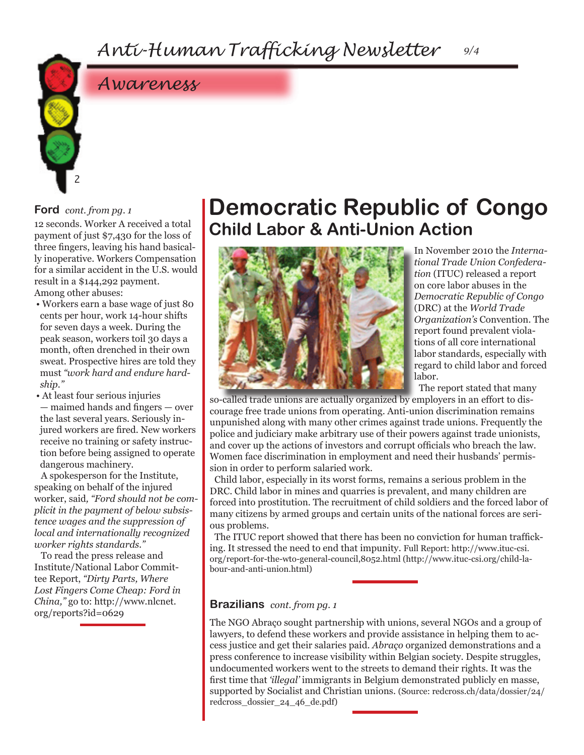## Awareness

### Ford *cont. from pg. 1*

12 seconds. Worker A received a total payment of just $7,430 for the loss of three fingers, leaving his hand basically inoperative. Workers Compensation for a similar accident in the U.S. would result in a $144,292 payment. Among other abuses:

- Workers earn a base wage of just 80 cents per hour, work 14-hour shifts for seven days a week. During the peak season, workers toil 30 days a month, often drenched in their own sweat. Prospective hires are told they must *"work hard and endure hardship."*
- At least four serious injuries — maimed hands and fingers — over the last several years. Seriously injured workers are fired. New workers receive no training or safety instruction before being assigned to operate dangerous machinery.

A spokesperson for the Institute, speaking on behalf of the injured worker, said, *"Ford should not be complicit in the payment of below subsistence wages and the suppression of local and internationally recognized worker rights standards."*

To read the press release and Institute/National Labor Committee Report, *"Dirty Parts, Where Lost Fingers Come Cheap: Ford in China,"* go to: http://www.nlcnet.org/reports?id=0629

# Democratic Republic of Congo
## Child Labor & Anti-Union Action

In November 2010 the *International Trade Union Confederation* (ITUC) released a report on core labor abuses in the *Democratic Republic of Congo* (DRC) at the *World Trade Organization's* Convention. The report found prevalent violations of all core international labor standards, especially with regard to child labor and forced labor.

The report stated that many so-called trade unions are actually organized by employers in an effort to discourage free trade unions from operating. Anti-union discrimination remains unpunished along with many other crimes against trade unions. Frequently the police and judiciary make arbitrary use of their powers against trade unionists, and cover up the actions of investors and corrupt officials who breach the law. Women face discrimination in employment and need their husbands' permission in order to perform salaried work.

Child labor, especially in its worst forms, remains a serious problem in the DRC. Child labor in mines and quarries is prevalent, and many children are forced into prostitution. The recruitment of child soldiers and the forced labor of many citizens by armed groups and certain units of the national forces are serious problems.

The ITUC report showed that there has been no conviction for human trafficking. It stressed the need to end that impunity. Full Report: http://www.ituc-csi.org/report-for-the-wto-general-council,8052.html (http://www.ituc-csi.org/child-labour-and-anti-union.html)

### Brazilians *cont. from pg. 1*

The NGO Abraço sought partnership with unions, several NGOs and a group of lawyers, to defend these workers and provide assistance in helping them to access justice and get their salaries paid. *Abraço* organized demonstrations and a press conference to increase visibility within Belgian society. Despite struggles, undocumented workers went to the streets to demand their rights. It was the first time that *'illegal'* immigrants in Belgium demonstrated publicly en masse, supported by Socialist and Christian unions. (Source: redcross.ch/data/dossier/24/redcross_dossier_24_46_de.pdf)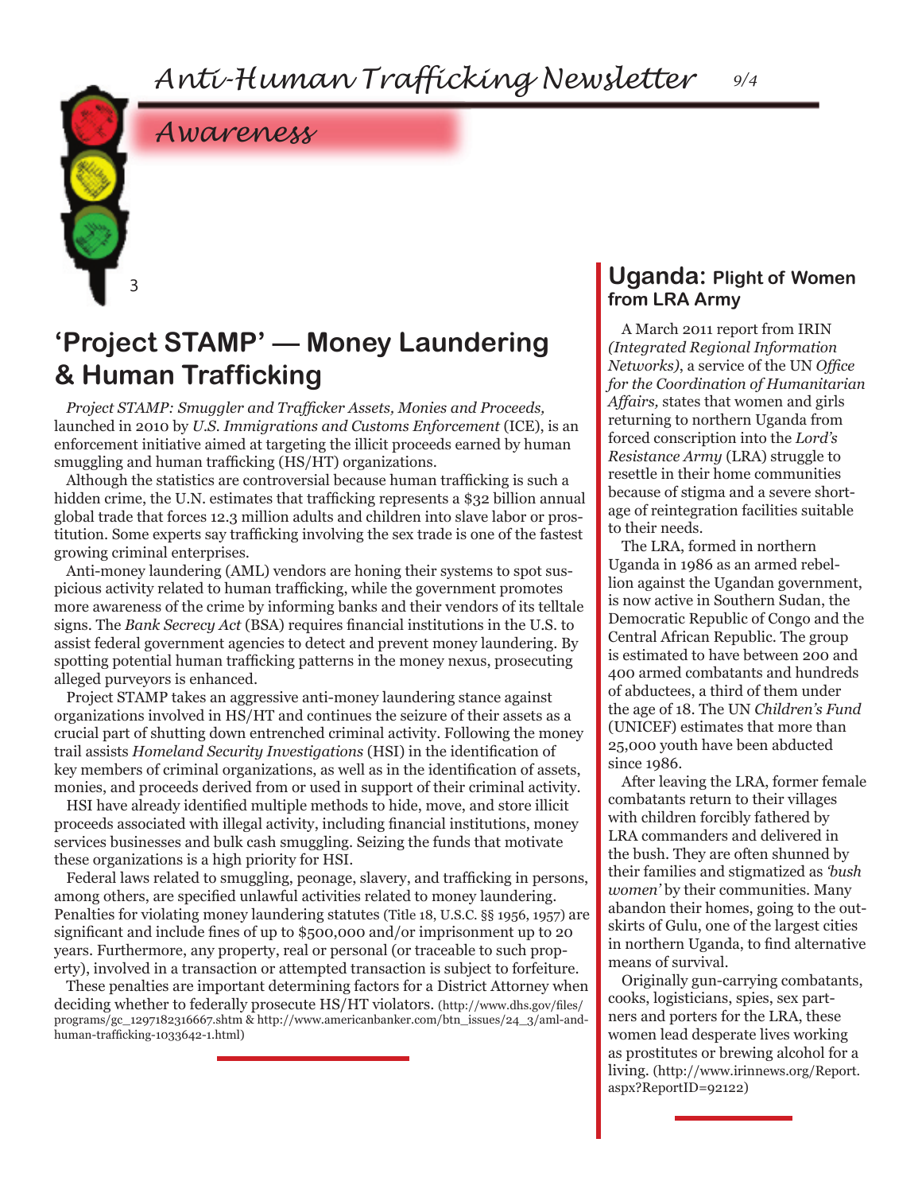## Awareness

## 'Project STAMP' — Money Laundering & Human Trafficking

*Project STAMP: Smuggler and Trafficker Assets, Monies and Proceeds,* launched in 2010 by *U.S. Immigrations and Customs Enforcement* (ICE), is an enforcement initiative aimed at targeting the illicit proceeds earned by human smuggling and human trafficking (HS/HT) organizations.

Although the statistics are controversial because human trafficking is such a hidden crime, the U.N. estimates that trafficking represents a $32 billion annual global trade that forces 12.3 million adults and children into slave labor or prostitution. Some experts say trafficking involving the sex trade is one of the fastest growing criminal enterprises.

Anti-money laundering (AML) vendors are honing their systems to spot suspicious activity related to human trafficking, while the government promotes more awareness of the crime by informing banks and their vendors of its telltale signs. The *Bank Secrecy Act* (BSA) requires financial institutions in the U.S. to assist federal government agencies to detect and prevent money laundering. By spotting potential human trafficking patterns in the money nexus, prosecuting alleged purveyors is enhanced.

Project STAMP takes an aggressive anti-money laundering stance against organizations involved in HS/HT and continues the seizure of their assets as a crucial part of shutting down entrenched criminal activity. Following the money trail assists *Homeland Security Investigations* (HSI) in the identification of key members of criminal organizations, as well as in the identification of assets, monies, and proceeds derived from or used in support of their criminal activity.

HSI have already identified multiple methods to hide, move, and store illicit proceeds associated with illegal activity, including financial institutions, money services businesses and bulk cash smuggling. Seizing the funds that motivate these organizations is a high priority for HSI.

Federal laws related to smuggling, peonage, slavery, and trafficking in persons, among others, are specified unlawful activities related to money laundering. Penalties for violating money laundering statutes (Title 18, U.S.C. §§ 1956, 1957) are significant and include fines of up to $500,000 and/or imprisonment up to 20 years. Furthermore, any property, real or personal (or traceable to such property), involved in a transaction or attempted transaction is subject to forfeiture.

These penalties are important determining factors for a District Attorney when deciding whether to federally prosecute HS/HT violators. (http://www.dhs.gov/files/programs/gc_1297182316667.shtm & http://www.americanbanker.com/btn_issues/24_3/aml-and-human-trafficking-1033642-1.html)

## Uganda: Plight of Women from LRA Army

A March 2011 report from IRIN *(Integrated Regional Information Networks)*, a service of the UN *Office for the Coordination of Humanitarian Affairs,* states that women and girls returning to northern Uganda from forced conscription into the *Lord's Resistance Army* (LRA) struggle to resettle in their home communities because of stigma and a severe shortage of reintegration facilities suitable to their needs.

The LRA, formed in northern Uganda in 1986 as an armed rebellion against the Ugandan government, is now active in Southern Sudan, the Democratic Republic of Congo and the Central African Republic. The group is estimated to have between 200 and 400 armed combatants and hundreds of abductees, a third of them under the age of 18. The UN *Children's Fund* (UNICEF) estimates that more than 25,000 youth have been abducted since 1986.

After leaving the LRA, former female combatants return to their villages with children forcibly fathered by LRA commanders and delivered in the bush. They are often shunned by their families and stigmatized as *'bush women'* by their communities. Many abandon their homes, going to the outskirts of Gulu, one of the largest cities in northern Uganda, to find alternative means of survival.

Originally gun-carrying combatants, cooks, logisticians, spies, sex partners and porters for the LRA, these women lead desperate lives working as prostitutes or brewing alcohol for a living. (http://www.irinnews.org/Report.aspx?ReportID=92122)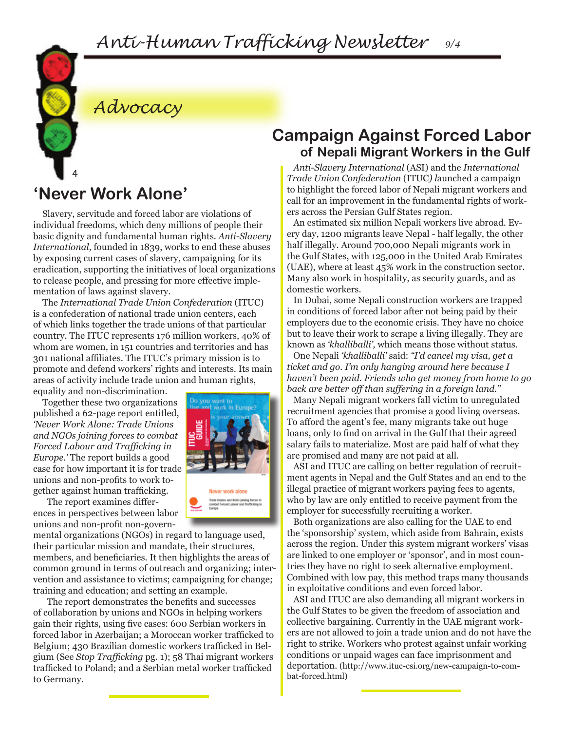# Advocacy

## 'Never Work Alone'

Slavery, servitude and forced labor are violations of individual freedoms, which deny millions of people their basic dignity and fundamental human rights. *Anti-Slavery International,* founded in 1839, works to end these abuses by exposing current cases of slavery, campaigning for its eradication, supporting the initiatives of local organizations to release people, and pressing for more effective implementation of laws against slavery.

The *International Trade Union Confederation* (ITUC) is a confederation of national trade union centers, each of which links together the trade unions of that particular country. The ITUC represents 176 million workers, 40% of whom are women, in 151 countries and territories and has 301 national affiliates. The ITUC's primary mission is to promote and defend workers' rights and interests. Its main areas of activity include trade union and human rights, equality and non-discrimination.

Together these two organizations published a 62-page report entitled, *'Never Work Alone: Trade Unions and NGOs joining forces to combat Forced Labour and Trafficking in Europe.'* The report builds a good case for how important it is for trade unions and non-profits to work together against human trafficking.

The report examines differences in perspectives between labor unions and non-profit non-governmental organizations (NGOs) in regard to language used, their particular mission and mandate, their structures, members, and beneficiaries. It then highlights the areas of common ground in terms of outreach and organizing; intervention and assistance to victims; campaigning for change; training and education; and setting an example.

The report demonstrates the benefits and successes of collaboration by unions and NGOs in helping workers gain their rights, using five cases: 600 Serbian workers in forced labor in Azerbaijan; a Moroccan worker trafficked to Belgium; 430 Brazilian domestic workers trafficked in Belgium (See *Stop Trafficking* pg. 1); 58 Thai migrant workers trafficked to Poland; and a Serbian metal worker trafficked to Germany.

## Campaign Against Forced Labor of Nepali Migrant Workers in the Gulf

*Anti-Slavery International* (ASI) and the *International Trade Union Confederation* (ITUC) launched a campaign to highlight the forced labor of Nepali migrant workers and call for an improvement in the fundamental rights of workers across the Persian Gulf States region.

An estimated six million Nepali workers live abroad. Every day, 1200 migrants leave Nepal - half legally, the other half illegally. Around 700,000 Nepali migrants work in the Gulf States, with 125,000 in the United Arab Emirates (UAE), where at least 45% work in the construction sector. Many also work in hospitality, as security guards, and as domestic workers.

In Dubai, some Nepali construction workers are trapped in conditions of forced labor after not being paid by their employers due to the economic crisis. They have no choice but to leave their work to scrape a living illegally. They are known as *'khalliballi',* which means those without status.

One Nepali *'khalliballi'* said: *"I'd cancel my visa, get a ticket and go. I'm only hanging around here because I haven't been paid. Friends who get money from home to go back are better off than suffering in a foreign land."*

Many Nepali migrant workers fall victim to unregulated recruitment agencies that promise a good living overseas. To afford the agent's fee, many migrants take out huge loans, only to find on arrival in the Gulf that their agreed salary fails to materialize. Most are paid half of what they are promised and many are not paid at all.

ASI and ITUC are calling on better regulation of recruitment agents in Nepal and the Gulf States and an end to the illegal practice of migrant workers paying fees to agents, who by law are only entitled to receive payment from the employer for successfully recruiting a worker.

Both organizations are also calling for the UAE to end the 'sponsorship' system, which aside from Bahrain, exists across the region. Under this system migrant workers' visas are linked to one employer or 'sponsor', and in most countries they have no right to seek alternative employment. Combined with low pay, this method traps many thousands in exploitative conditions and even forced labor.

ASI and ITUC are also demanding all migrant workers in the Gulf States to be given the freedom of association and collective bargaining. Currently in the UAE migrant workers are not allowed to join a trade union and do not have the right to strike. Workers who protest against unfair working conditions or unpaid wages can face imprisonment and deportation. (http://www.ituc-csi.org/new-campaign-to-combat-forced.html)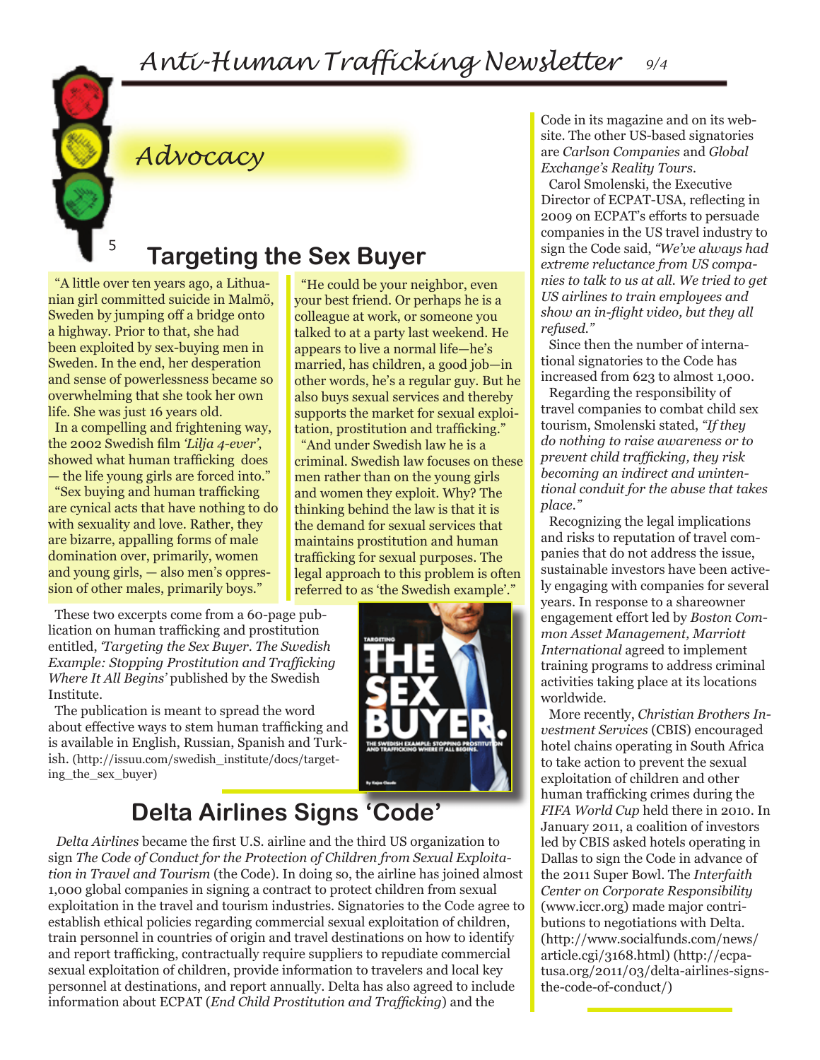## Advocacy

# Targeting the Sex Buyer

"A little over ten years ago, a Lithuanian girl committed suicide in Malmö, Sweden by jumping off a bridge onto a highway. Prior to that, she had been exploited by sex-buying men in Sweden. In the end, her desperation and sense of powerlessness became so overwhelming that she took her own life. She was just 16 years old.

In a compelling and frightening way, the 2002 Swedish film *'Lilja 4-ever'*, showed what human trafficking does — the life young girls are forced into."

"Sex buying and human trafficking are cynical acts that have nothing to do with sexuality and love. Rather, they are bizarre, appalling forms of male domination over, primarily, women and young girls, — also men's oppression of other males, primarily boys."

"He could be your neighbor, even your best friend. Or perhaps he is a colleague at work, or someone you talked to at a party last weekend. He appears to live a normal life—he's married, has children, a good job—in other words, he's a regular guy. But he also buys sexual services and thereby supports the market for sexual exploitation, prostitution and trafficking."

"And under Swedish law he is a criminal. Swedish law focuses on these men rather than on the young girls and women they exploit. Why? The thinking behind the law is that it is the demand for sexual services that maintains prostitution and human trafficking for sexual purposes. The legal approach to this problem is often referred to as 'the Swedish example'."

These two excerpts come from a 60-page publication on human trafficking and prostitution entitled, *'Targeting the Sex Buyer. The Swedish Example: Stopping Prostitution and Trafficking Where It All Begins'* published by the Swedish Institute.

The publication is meant to spread the word about effective ways to stem human trafficking and is available in English, Russian, Spanish and Turkish. (http://issuu.com/swedish_institute/docs/targeting_the_sex_buyer)

# Delta Airlines Signs 'Code'

*Delta Airlines* became the first U.S. airline and the third US organization to sign *The Code of Conduct for the Protection of Children from Sexual Exploitation in Travel and Tourism* (the Code). In doing so, the airline has joined almost 1,000 global companies in signing a contract to protect children from sexual exploitation in the travel and tourism industries. Signatories to the Code agree to establish ethical policies regarding commercial sexual exploitation of children, train personnel in countries of origin and travel destinations on how to identify and report trafficking, contractually require suppliers to repudiate commercial sexual exploitation of children, provide information to travelers and local key personnel at destinations, and report annually. Delta has also agreed to include information about ECPAT (*End Child Prostitution and Trafficking*) and the Code in its magazine and on its website. The other US-based signatories are *Carlson Companies* and *Global Exchange's Reality Tours*.

Carol Smolenski, the Executive Director of ECPAT-USA, reflecting in 2009 on ECPAT's efforts to persuade companies in the US travel industry to sign the Code said, *"We've always had extreme reluctance from US companies to talk to us at all. We tried to get US airlines to train employees and show an in-flight video, but they all refused."*

Since then the number of international signatories to the Code has increased from 623 to almost 1,000.

Regarding the responsibility of travel companies to combat child sex tourism, Smolenski stated, *"If they do nothing to raise awareness or to prevent child trafficking, they risk becoming an indirect and unintentional conduit for the abuse that takes place."*

Recognizing the legal implications and risks to reputation of travel companies that do not address the issue, sustainable investors have been actively engaging with companies for several years. In response to a shareowner engagement effort led by *Boston Common Asset Management, Marriott International* agreed to implement training programs to address criminal activities taking place at its locations worldwide.

More recently, *Christian Brothers Investment Services* (CBIS) encouraged hotel chains operating in South Africa to take action to prevent the sexual exploitation of children and other human trafficking crimes during the *FIFA World Cup* held there in 2010. In January 2011, a coalition of investors led by CBIS asked hotels operating in Dallas to sign the Code in advance of the 2011 Super Bowl. The *Interfaith Center on Corporate Responsibility* (www.iccr.org) made major contributions to negotiations with Delta. (http://www.socialfunds.com/news/article.cgi/3168.html) (http://ecpatusa.org/2011/03/delta-airlines-signs-the-code-of-conduct/)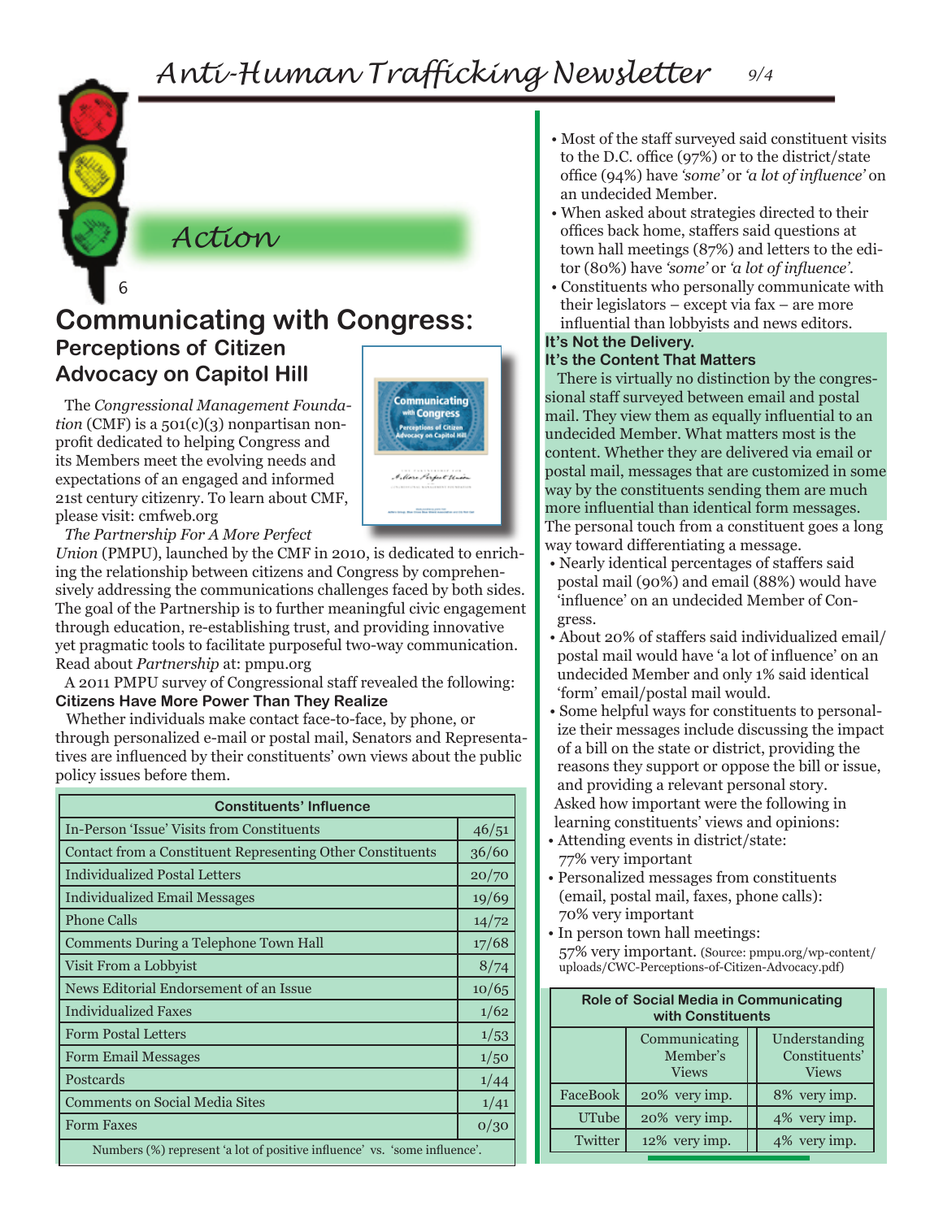## Action

# Communicating with Congress:

## Perceptions of Citizen Advocacy on Capitol Hill

The *Congressional Management Foundation* (CMF) is a 501(c)(3) nonpartisan nonprofit dedicated to helping Congress and its Members meet the evolving needs and expectations of an engaged and informed 21st century citizenry. To learn about CMF, please visit: cmfweb.org

*The Partnership For A More Perfect Union* (PMPU), launched by the CMF in 2010, is dedicated to enriching the relationship between citizens and Congress by comprehensively addressing the communications challenges faced by both sides. The goal of the Partnership is to further meaningful civic engagement through education, re-establishing trust, and providing innovative yet pragmatic tools to facilitate purposeful two-way communication. Read about *Partnership* at: pmpu.org

A 2011 PMPU survey of Congressional staff revealed the following:

**Citizens Have More Power Than They Realize**

Whether individuals make contact face-to-face, by phone, or through personalized e-mail or postal mail, Senators and Representatives are influenced by their constituents' own views about the public policy issues before them.

| Constituents' Influence | |
|---|---|
| In-Person 'Issue' Visits from Constituents | 46/51 |
| Contact from a Constituent Representing Other Constituents | 36/60 |
| Individualized Postal Letters | 20/70 |
| Individualized Email Messages | 19/69 |
| Phone Calls | 14/72 |
| Comments During a Telephone Town Hall | 17/68 |
| Visit From a Lobbyist | 8/74 |
| News Editorial Endorsement of an Issue | 10/65 |
| Individualized Faxes | 1/62 |
| Form Postal Letters | 1/53 |
| Form Email Messages | 1/50 |
| Postcards | 1/44 |
| Comments on Social Media Sites | 1/41 |
| Form Faxes | 0/30 |

Numbers (%) represent 'a lot of positive influence' vs. 'some influence'.

- Most of the staff surveyed said constituent visits to the D.C. office (97%) or to the district/state office (94%) have *'some'* or *'a lot of influence'* on an undecided Member.
- When asked about strategies directed to their offices back home, staffers said questions at town hall meetings (87%) and letters to the editor (80%) have *'some'* or *'a lot of influence'*.
- Constituents who personally communicate with their legislators – except via fax – are more influential than lobbyists and news editors.

**It's Not the Delivery.**
**It's the Content That Matters**

There is virtually no distinction by the congressional staff surveyed between email and postal mail. They view them as equally influential to an undecided Member. What matters most is the content. Whether they are delivered via email or postal mail, messages that are customized in some way by the constituents sending them are much more influential than identical form messages. The personal touch from a constituent goes a long way toward differentiating a message.

- Nearly identical percentages of staffers said postal mail (90%) and email (88%) would have 'influence' on an undecided Member of Congress.
- About 20% of staffers said individualized email/postal mail would have 'a lot of influence' on an undecided Member and only 1% said identical 'form' email/postal mail would.
- Some helpful ways for constituents to personalize their messages include discussing the impact of a bill on the state or district, providing the reasons they support or oppose the bill or issue, and providing a relevant personal story.

Asked how important were the following in learning constituents' views and opinions:

- Attending events in district/state: 77% very important
- Personalized messages from constituents (email, postal mail, faxes, phone calls): 70% very important
- In person town hall meetings: 57% very important. (Source: pmpu.org/wp-content/uploads/CWC-Perceptions-of-Citizen-Advocacy.pdf)

| Role of Social Media in Communicating with Constituents | | |
|---|---|---|
| | Communicating Member's Views | Understanding Constituents' Views |
| FaceBook | 20% very imp. | 8% very imp. |
| UTube | 20% very imp. | 4% very imp. |
| Twitter | 12% very imp. | 4% very imp. |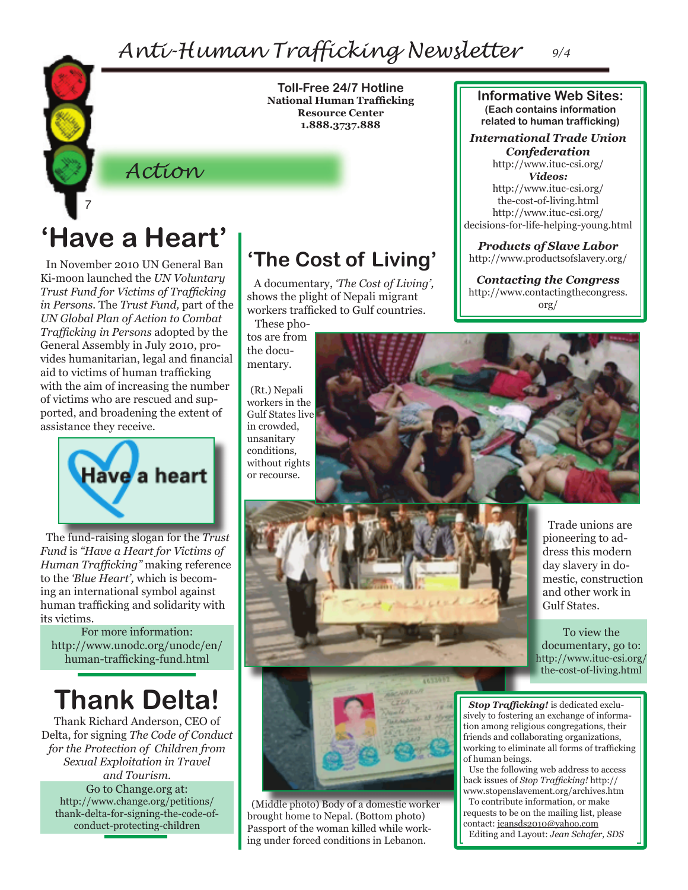Toll-Free 24/7 Hotline
**National Human Trafficking Resource Center**
**1.888.3737.888**

## Action

# 'Have a Heart'

In November 2010 UN General Ban Ki-moon launched the *UN Voluntary Trust Fund for Victims of Trafficking in Persons.* The *Trust Fund,* part of the *UN Global Plan of Action to Combat Trafficking in Persons* adopted by the General Assembly in July 2010, provides humanitarian, legal and financial aid to victims of human trafficking with the aim of increasing the number of victims who are rescued and supported, and broadening the extent of assistance they receive.

Have a heart

The fund-raising slogan for the *Trust Fund* is *"Have a Heart for Victims of Human Trafficking"* making reference to the *'Blue Heart',* which is becoming an international symbol against human trafficking and solidarity with its victims.

For more information:
http://www.unodc.org/unodc/en/human-trafficking-fund.html

# Thank Delta!

Thank Richard Anderson, CEO of Delta, for signing *The Code of Conduct for the Protection of Children from Sexual Exploitation in Travel and Tourism.*

Go to Change.org at:
http://www.change.org/petitions/thank-delta-for-signing-the-code-of-conduct-protecting-children

# 'The Cost of Living'

A documentary, *'The Cost of Living',* shows the plight of Nepali migrant workers trafficked to Gulf countries.

These photos are from the documentary.

(Rt.) Nepali workers in the Gulf States live in crowded, unsanitary conditions, without rights or recourse.

Trade unions are pioneering to address this modern day slavery in domestic, construction and other work in Gulf States.

To view the documentary, go to:
http://www.ituc-csi.org/the-cost-of-living.html

(Middle photo) Body of a domestic worker brought home to Nepal. (Bottom photo) Passport of the woman killed while working under forced conditions in Lebanon.

## Informative Web Sites:

**(Each contains information related to human trafficking)**

***International Trade Union Confederation***
http://www.ituc-csi.org/

***Videos:***
http://www.ituc-csi.org/the-cost-of-living.html
http://www.ituc-csi.org/decisions-for-life-helping-young.html

***Products of Slave Labor***
http://www.productsofslavery.org/

***Contacting the Congress***
http://www.contactingthecongress.org/

***Stop Trafficking!*** is dedicated exclusively to fostering an exchange of information among religious congregations, their friends and collaborating organizations, working to eliminate all forms of trafficking of human beings.

Use the following web address to access back issues of *Stop Trafficking!* http://www.stopenslavement.org/archives.htm

To contribute information, or make requests to be on the mailing list, please contact: jeansds2010@yahoo.com

Editing and Layout: *Jean Schafer, SDS*